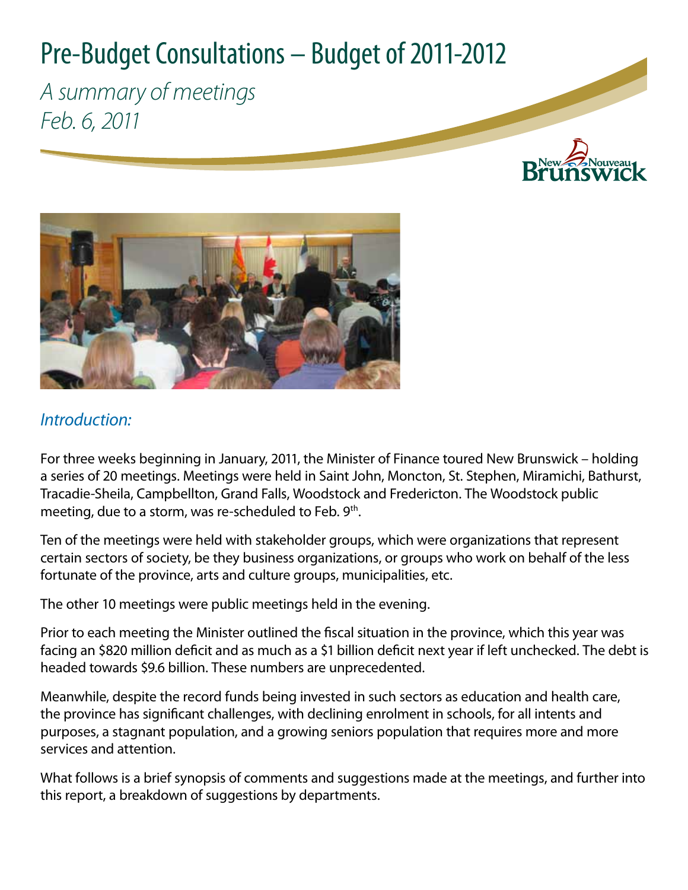# Pre-Budget Consultations – Budget of 2011-2012

*A summary of meetings*
*Feb. 6, 2011*

## *Introduction:*

For three weeks beginning in January, 2011, the Minister of Finance toured New Brunswick – holding a series of 20 meetings. Meetings were held in Saint John, Moncton, St. Stephen, Miramichi, Bathurst, Tracadie-Sheila, Campbellton, Grand Falls, Woodstock and Fredericton. The Woodstock public meeting, due to a storm, was re-scheduled to Feb. 9th.

Ten of the meetings were held with stakeholder groups, which were organizations that represent certain sectors of society, be they business organizations, or groups who work on behalf of the less fortunate of the province, arts and culture groups, municipalities, etc.

The other 10 meetings were public meetings held in the evening.

Prior to each meeting the Minister outlined the fiscal situation in the province, which this year was facing an $820 million deficit and as much as a $1 billion deficit next year if left unchecked. The debt is headed towards $9.6 billion. These numbers are unprecedented.

Meanwhile, despite the record funds being invested in such sectors as education and health care, the province has significant challenges, with declining enrolment in schools, for all intents and purposes, a stagnant population, and a growing seniors population that requires more and more services and attention.

What follows is a brief synopsis of comments and suggestions made at the meetings, and further into this report, a breakdown of suggestions by departments.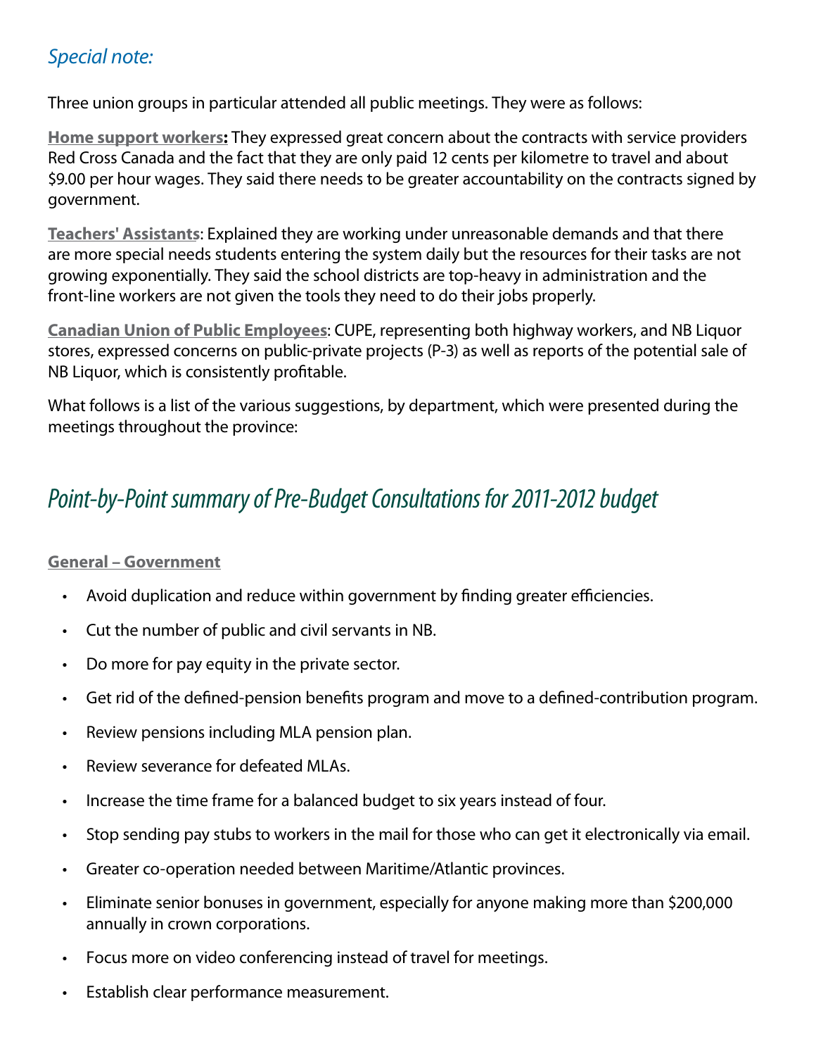## *Special note:*

Three union groups in particular attended all public meetings. They were as follows:

**Home support workers:** They expressed great concern about the contracts with service providers Red Cross Canada and the fact that they are only paid 12 cents per kilometre to travel and about $9.00 per hour wages. They said there needs to be greater accountability on the contracts signed by government.

**Teachers' Assistants**: Explained they are working under unreasonable demands and that there are more special needs students entering the system daily but the resources for their tasks are not growing exponentially. They said the school districts are top-heavy in administration and the front-line workers are not given the tools they need to do their jobs properly.

**Canadian Union of Public Employees**: CUPE, representing both highway workers, and NB Liquor stores, expressed concerns on public-private projects (P-3) as well as reports of the potential sale of NB Liquor, which is consistently profitable.

What follows is a list of the various suggestions, by department, which were presented during the meetings throughout the province:

## *Point-by-Point summary of Pre-Budget Consultations for 2011-2012 budget*

### General – Government

- Avoid duplication and reduce within government by finding greater efficiencies.
- Cut the number of public and civil servants in NB.
- Do more for pay equity in the private sector.
- Get rid of the defined-pension benefits program and move to a defined-contribution program.
- Review pensions including MLA pension plan.
- Review severance for defeated MLAs.
- Increase the time frame for a balanced budget to six years instead of four.
- Stop sending pay stubs to workers in the mail for those who can get it electronically via email.
- Greater co-operation needed between Maritime/Atlantic provinces.
- Eliminate senior bonuses in government, especially for anyone making more than $200,000 annually in crown corporations.
- Focus more on video conferencing instead of travel for meetings.
- Establish clear performance measurement.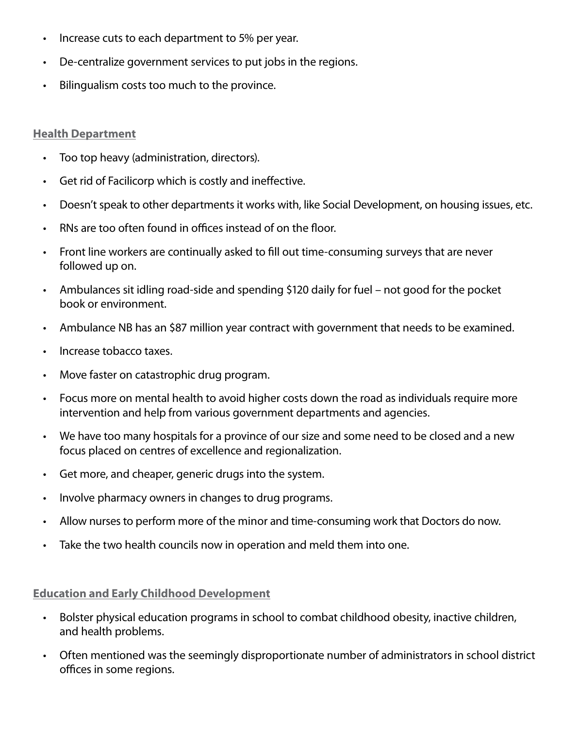- Increase cuts to each department to 5% per year.
- De-centralize government services to put jobs in the regions.
- Bilingualism costs too much to the province.

## Health Department

- Too top heavy (administration, directors).
- Get rid of Facilicorp which is costly and ineffective.
- Doesn't speak to other departments it works with, like Social Development, on housing issues, etc.
- RNs are too often found in offices instead of on the floor.
- Front line workers are continually asked to fill out time-consuming surveys that are never followed up on.
- Ambulances sit idling road-side and spending $120 daily for fuel – not good for the pocket book or environment.
- Ambulance NB has an $87 million year contract with government that needs to be examined.
- Increase tobacco taxes.
- Move faster on catastrophic drug program.
- Focus more on mental health to avoid higher costs down the road as individuals require more intervention and help from various government departments and agencies.
- We have too many hospitals for a province of our size and some need to be closed and a new focus placed on centres of excellence and regionalization.
- Get more, and cheaper, generic drugs into the system.
- Involve pharmacy owners in changes to drug programs.
- Allow nurses to perform more of the minor and time-consuming work that Doctors do now.
- Take the two health councils now in operation and meld them into one.

## Education and Early Childhood Development

- Bolster physical education programs in school to combat childhood obesity, inactive children, and health problems.
- Often mentioned was the seemingly disproportionate number of administrators in school district offices in some regions.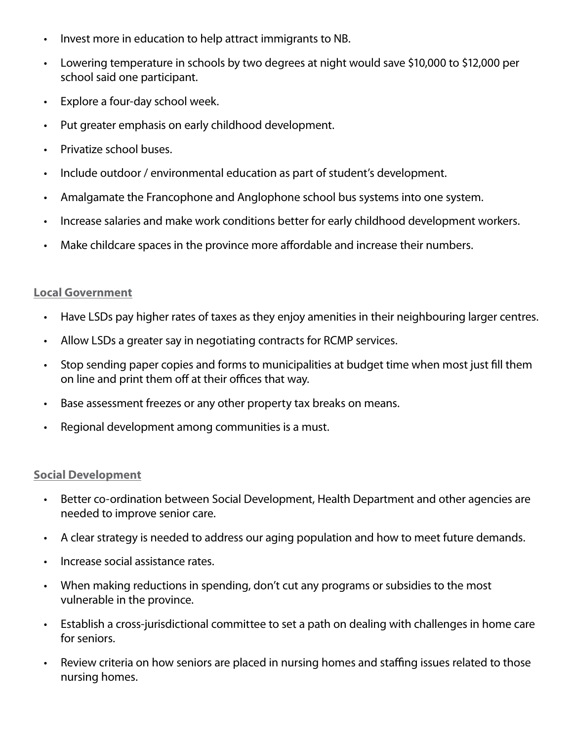- Invest more in education to help attract immigrants to NB.
- Lowering temperature in schools by two degrees at night would save $10,000 to $12,000 per school said one participant.
- Explore a four-day school week.
- Put greater emphasis on early childhood development.
- Privatize school buses.
- Include outdoor / environmental education as part of student's development.
- Amalgamate the Francophone and Anglophone school bus systems into one system.
- Increase salaries and make work conditions better for early childhood development workers.
- Make childcare spaces in the province more affordable and increase their numbers.

## Local Government

- Have LSDs pay higher rates of taxes as they enjoy amenities in their neighbouring larger centres.
- Allow LSDs a greater say in negotiating contracts for RCMP services.
- Stop sending paper copies and forms to municipalities at budget time when most just fill them on line and print them off at their offices that way.
- Base assessment freezes or any other property tax breaks on means.
- Regional development among communities is a must.

## Social Development

- Better co-ordination between Social Development, Health Department and other agencies are needed to improve senior care.
- A clear strategy is needed to address our aging population and how to meet future demands.
- Increase social assistance rates.
- When making reductions in spending, don't cut any programs or subsidies to the most vulnerable in the province.
- Establish a cross-jurisdictional committee to set a path on dealing with challenges in home care for seniors.
- Review criteria on how seniors are placed in nursing homes and staffing issues related to those nursing homes.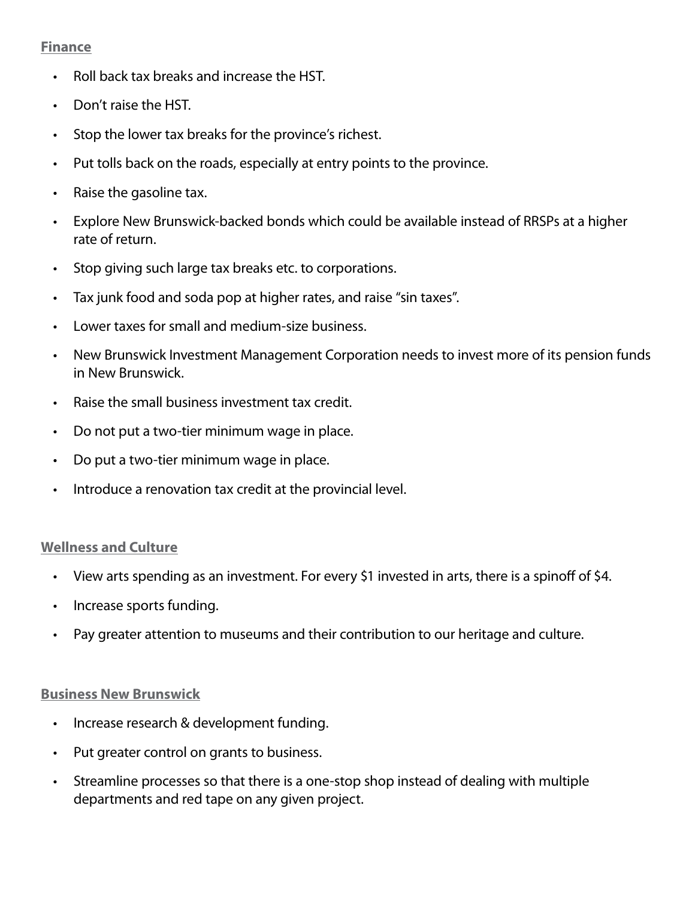**Finance**

- Roll back tax breaks and increase the HST.
- Don't raise the HST.
- Stop the lower tax breaks for the province's richest.
- Put tolls back on the roads, especially at entry points to the province.
- Raise the gasoline tax.
- Explore New Brunswick-backed bonds which could be available instead of RRSPs at a higher rate of return.
- Stop giving such large tax breaks etc. to corporations.
- Tax junk food and soda pop at higher rates, and raise "sin taxes".
- Lower taxes for small and medium-size business.
- New Brunswick Investment Management Corporation needs to invest more of its pension funds in New Brunswick.
- Raise the small business investment tax credit.
- Do not put a two-tier minimum wage in place.
- Do put a two-tier minimum wage in place.
- Introduce a renovation tax credit at the provincial level.

**Wellness and Culture**

- View arts spending as an investment. For every $1 invested in arts, there is a spinoff of $4.
- Increase sports funding.
- Pay greater attention to museums and their contribution to our heritage and culture.

**Business New Brunswick**

- Increase research & development funding.
- Put greater control on grants to business.
- Streamline processes so that there is a one-stop shop instead of dealing with multiple departments and red tape on any given project.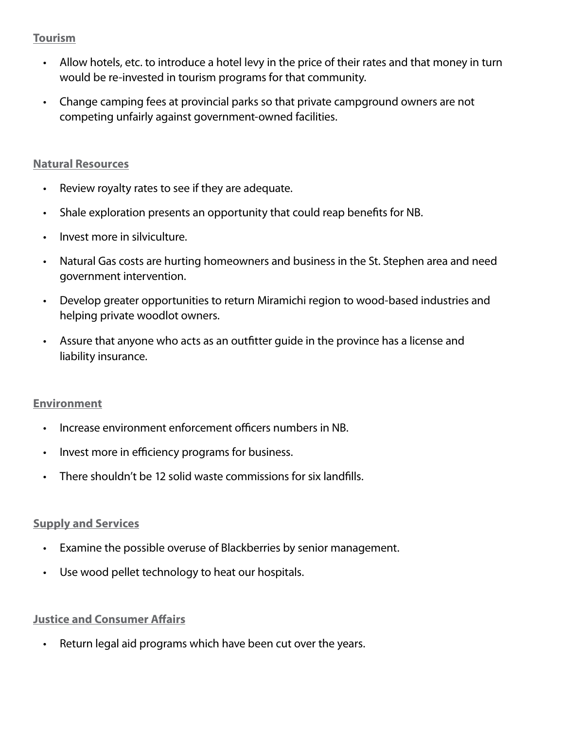## Tourism

- Allow hotels, etc. to introduce a hotel levy in the price of their rates and that money in turn would be re-invested in tourism programs for that community.
- Change camping fees at provincial parks so that private campground owners are not competing unfairly against government-owned facilities.

## Natural Resources

- Review royalty rates to see if they are adequate.
- Shale exploration presents an opportunity that could reap benefits for NB.
- Invest more in silviculture.
- Natural Gas costs are hurting homeowners and business in the St. Stephen area and need government intervention.
- Develop greater opportunities to return Miramichi region to wood-based industries and helping private woodlot owners.
- Assure that anyone who acts as an outfitter guide in the province has a license and liability insurance.

## Environment

- Increase environment enforcement officers numbers in NB.
- Invest more in efficiency programs for business.
- There shouldn't be 12 solid waste commissions for six landfills.

## Supply and Services

- Examine the possible overuse of Blackberries by senior management.
- Use wood pellet technology to heat our hospitals.

## Justice and Consumer Affairs

- Return legal aid programs which have been cut over the years.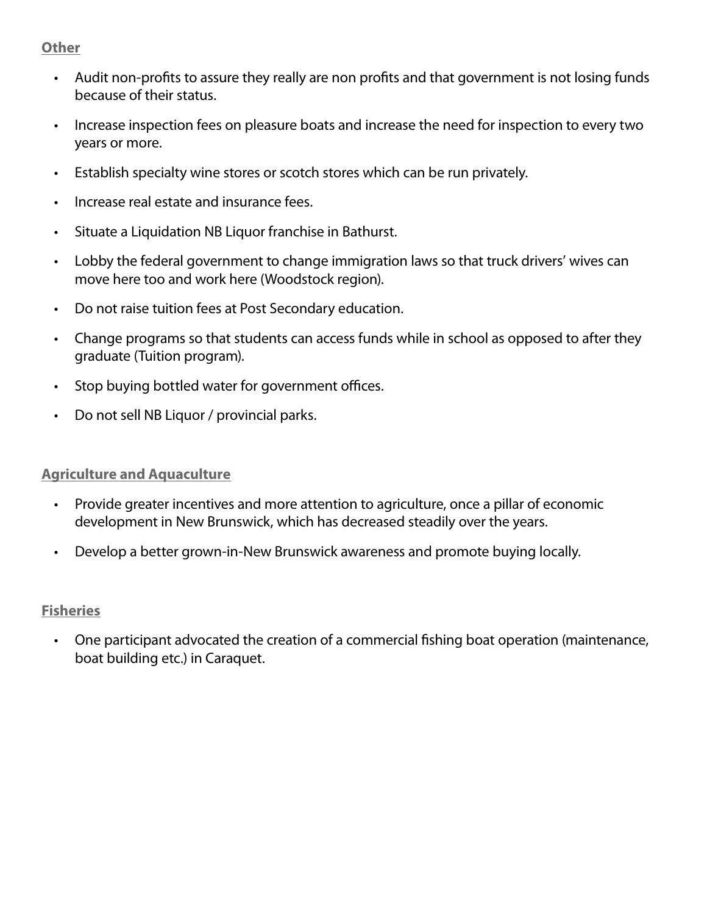**Other**

- Audit non-profits to assure they really are non profits and that government is not losing funds because of their status.
- Increase inspection fees on pleasure boats and increase the need for inspection to every two years or more.
- Establish specialty wine stores or scotch stores which can be run privately.
- Increase real estate and insurance fees.
- Situate a Liquidation NB Liquor franchise in Bathurst.
- Lobby the federal government to change immigration laws so that truck drivers' wives can move here too and work here (Woodstock region).
- Do not raise tuition fees at Post Secondary education.
- Change programs so that students can access funds while in school as opposed to after they graduate (Tuition program).
- Stop buying bottled water for government offices.
- Do not sell NB Liquor / provincial parks.

**Agriculture and Aquaculture**

- Provide greater incentives and more attention to agriculture, once a pillar of economic development in New Brunswick, which has decreased steadily over the years.
- Develop a better grown-in-New Brunswick awareness and promote buying locally.

**Fisheries**

- One participant advocated the creation of a commercial fishing boat operation (maintenance, boat building etc.) in Caraquet.